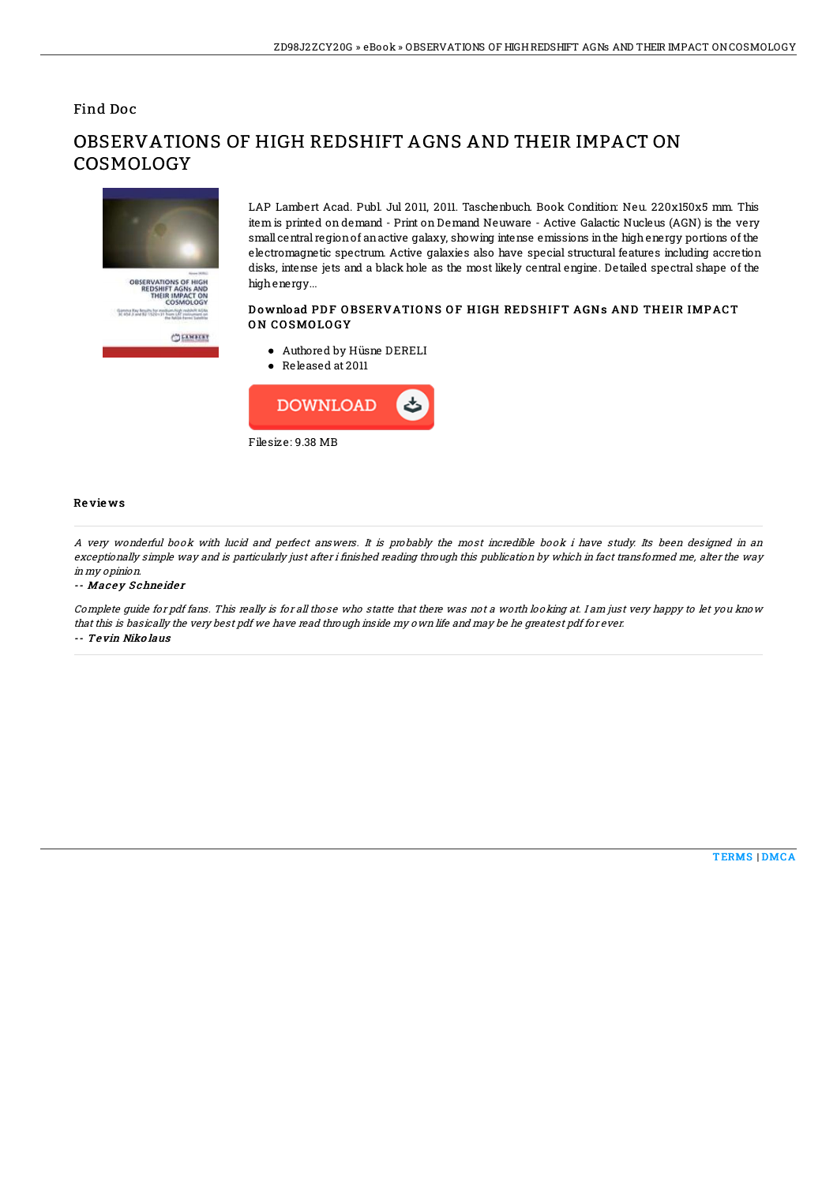Find Doc

# OBSERVATIONS OF HIGH REDSHIFT AGNS AND THEIR IMPACT ON COSMOLOGY

LAP Lambert Acad. Publ. Jul 2011, 2011. Taschenbuch. Book Condition: Neu. 220x150x5 mm. This item is printed on demand - Print on Demand Neuware - Active Galactic Nucleus (AGN) is the very small central region of an active galaxy, showing intense emissions in the high energy portions of the electromagnetic spectrum. Active galaxies also have special structural features including accretion disks, intense jets and a black hole as the most likely central engine. Detailed spectral shape of the high energy...

### Download PDF OBSERVATIONS OF HIGH REDSHIFT AGNs AND THEIR IMPACT ON COSMOLOGY

- Authored by Hüsne DERELI
- Released at 2011

DOWNLOAD

Filesize: 9.38 MB

## Reviews

*A very wonderful book with lucid and perfect answers. It is probably the most incredible book i have study. Its been designed in an exceptionally simple way and is particularly just after i finished reading through this publication by which in fact transformed me, alter the way in my opinion.*

-- ***Macey Schneider***

*Complete guide for pdf fans. This really is for all those who statte that there was not a worth looking at. I am just very happy to let you know that this is basically the very best pdf we have read through inside my own life and may be he greatest pdf for ever.*

-- ***Tevin Nikolaus***

TERMS | DMCA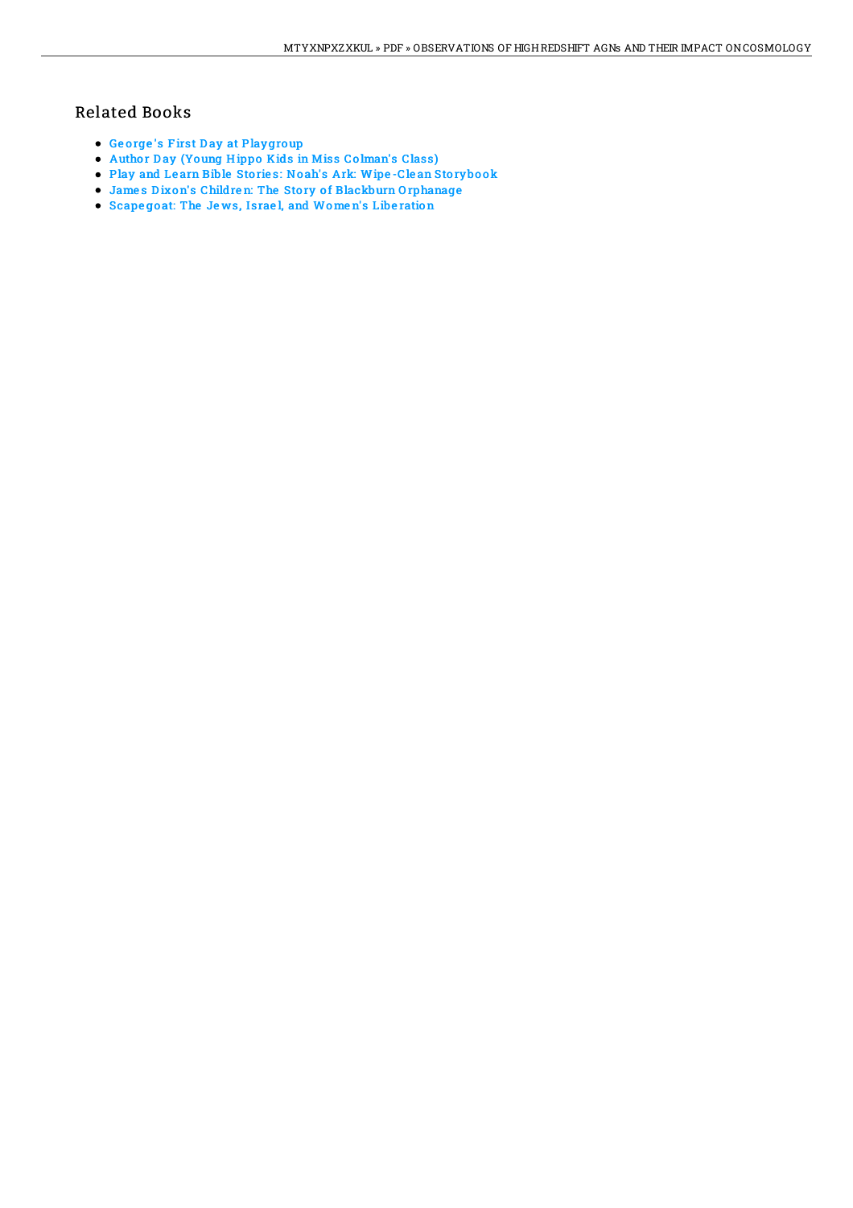## Related Books

- George's First Day at Playgroup
- Author Day (Young Hippo Kids in Miss Colman's Class)
- Play and Learn Bible Stories: Noah's Ark: Wipe-Clean Storybook
- James Dixon's Children: The Story of Blackburn Orphanage
- Scapegoat: The Jews, Israel, and Women's Liberation